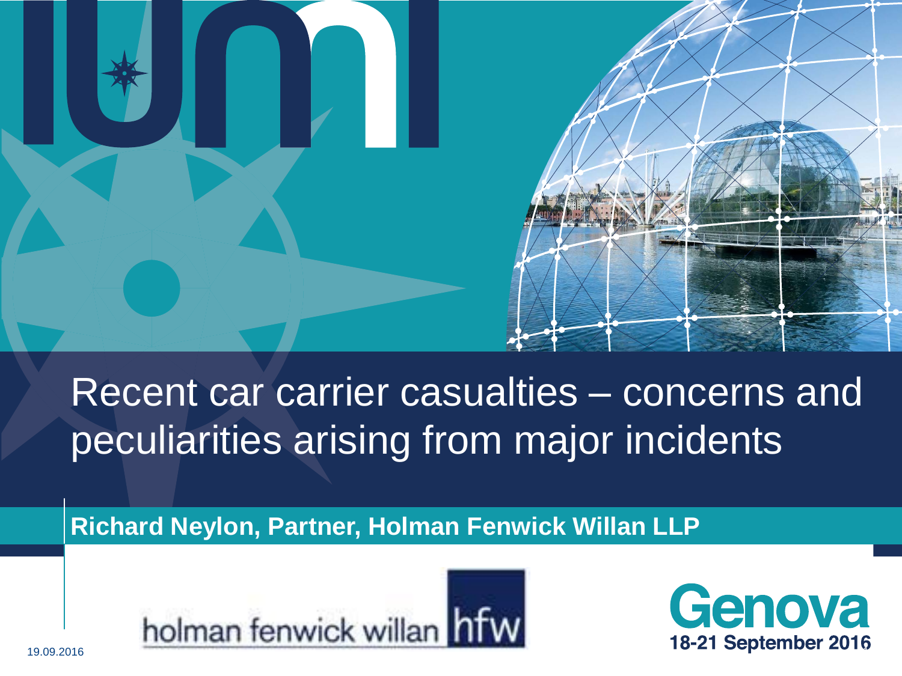# Recent car carrier casualties – concerns and peculiarities arising from major incidents

**Richard Neylon, Partner, Holman Fenwick Willan LLP**

holman fenwick willan hfw

Genova
18-21 September 2016

19.09.2016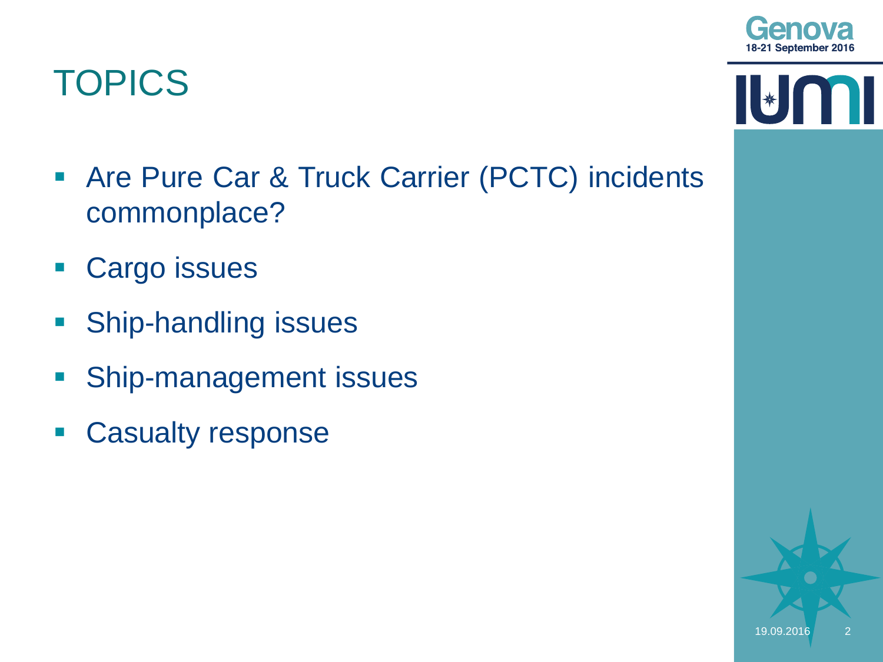# TOPICS

- Are Pure Car & Truck Carrier (PCTC) incidents commonplace?
- Cargo issues
- Ship-handling issues
- Ship-management issues
- Casualty response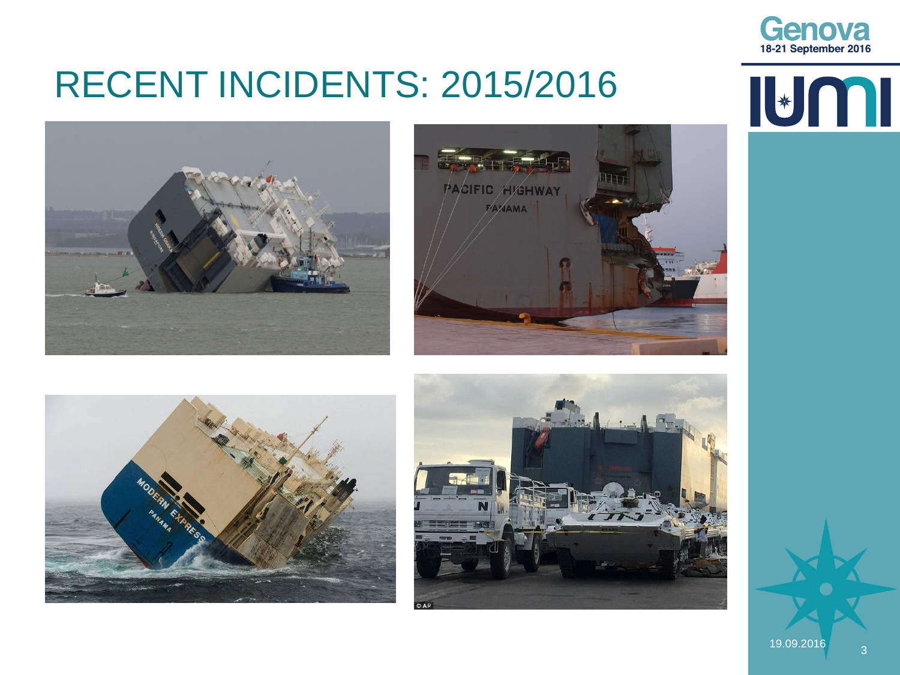# RECENT INCIDENTS: 2015/2016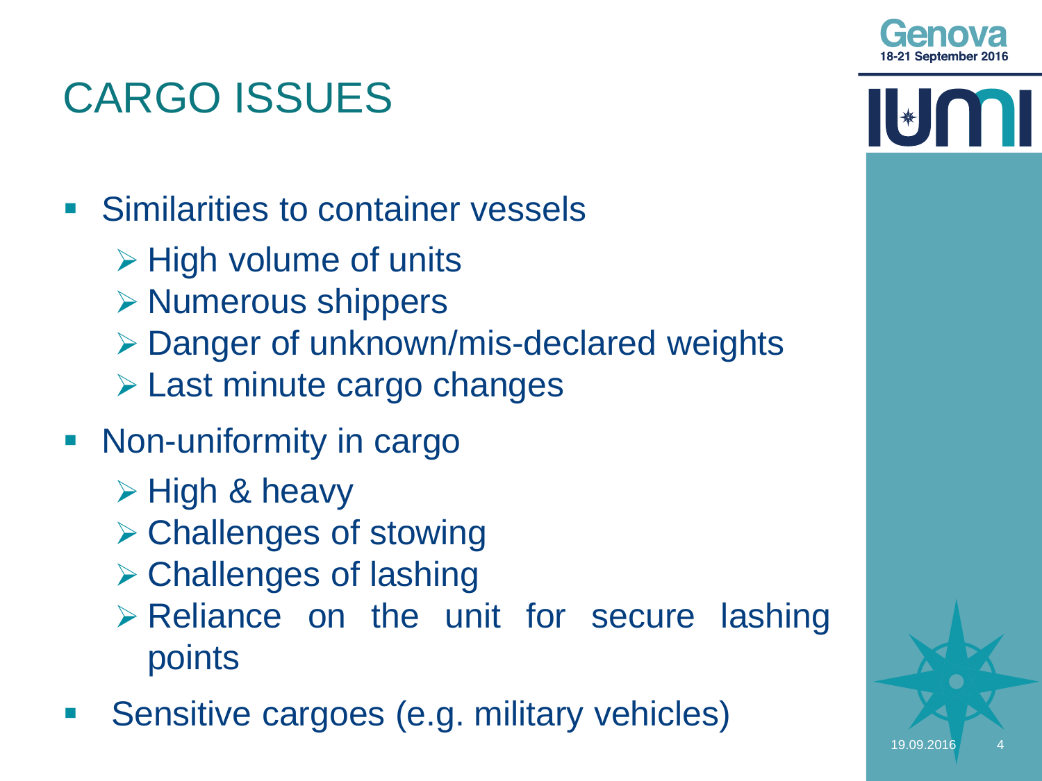# CARGO ISSUES

- Similarities to container vessels
  - High volume of units
  - Numerous shippers
  - Danger of unknown/mis-declared weights
  - Last minute cargo changes
- Non-uniformity in cargo
  - High & heavy
  - Challenges of stowing
  - Challenges of lashing
  - Reliance on the unit for secure lashing points
- Sensitive cargoes (e.g. military vehicles)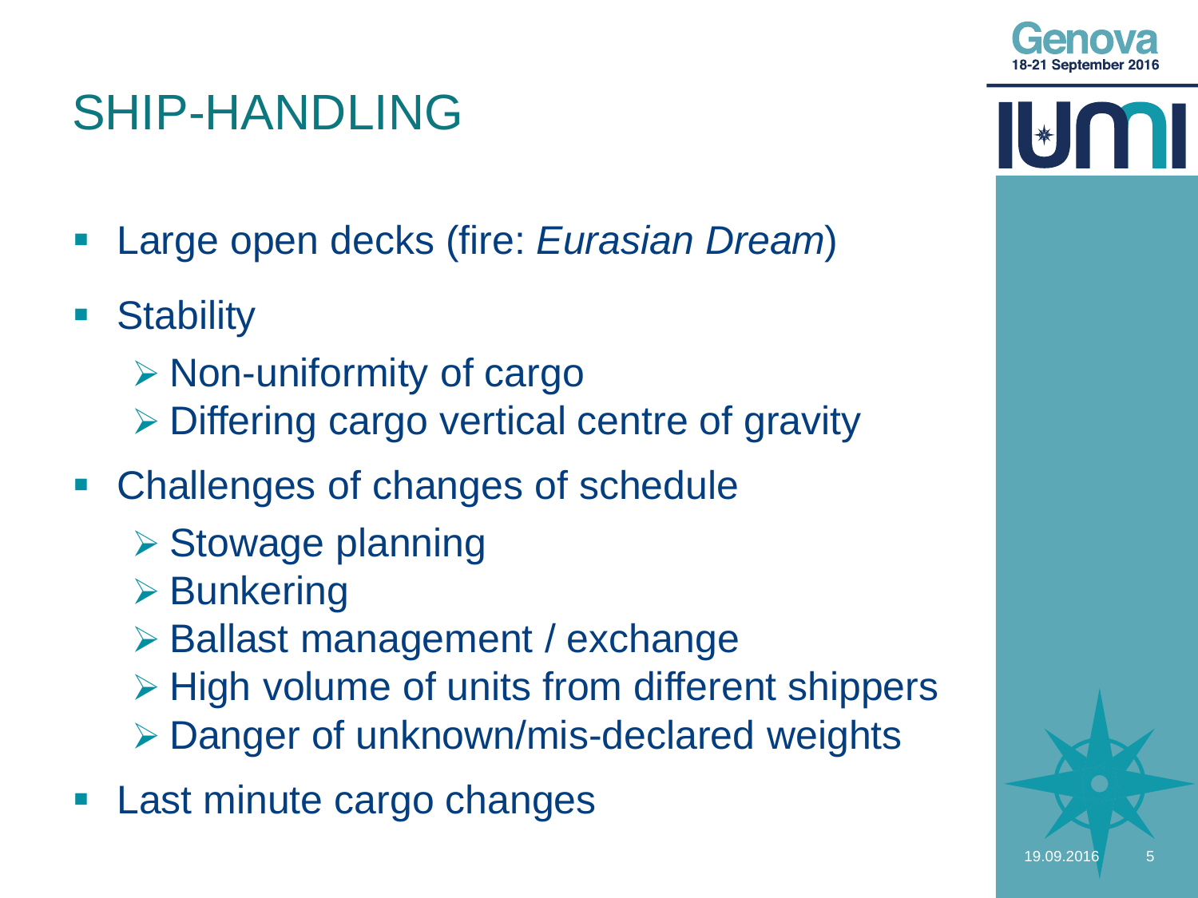# SHIP-HANDLING

- Large open decks (fire: *Eurasian Dream*)
- Stability
  - Non-uniformity of cargo
  - Differing cargo vertical centre of gravity
- Challenges of changes of schedule
  - Stowage planning
  - Bunkering
  - Ballast management / exchange
  - High volume of units from different shippers
  - Danger of unknown/mis-declared weights
- Last minute cargo changes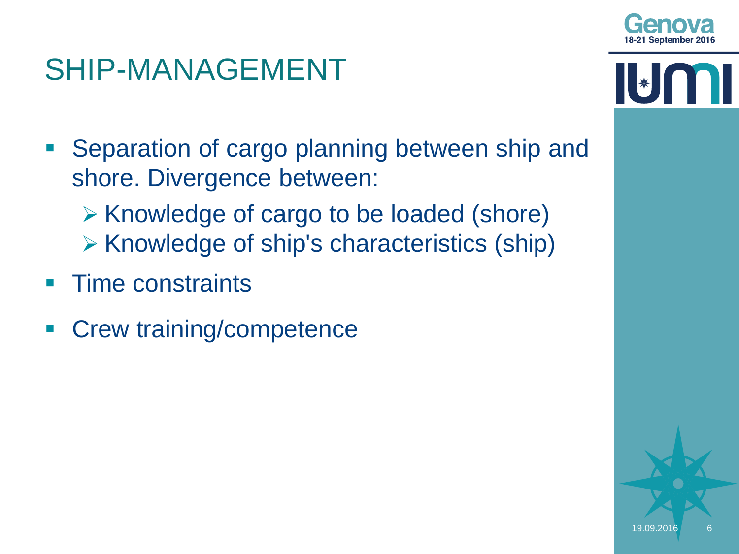# SHIP-MANAGEMENT

- Separation of cargo planning between ship and shore. Divergence between:
  - Knowledge of cargo to be loaded (shore)
  - Knowledge of ship's characteristics (ship)
- Time constraints
- Crew training/competence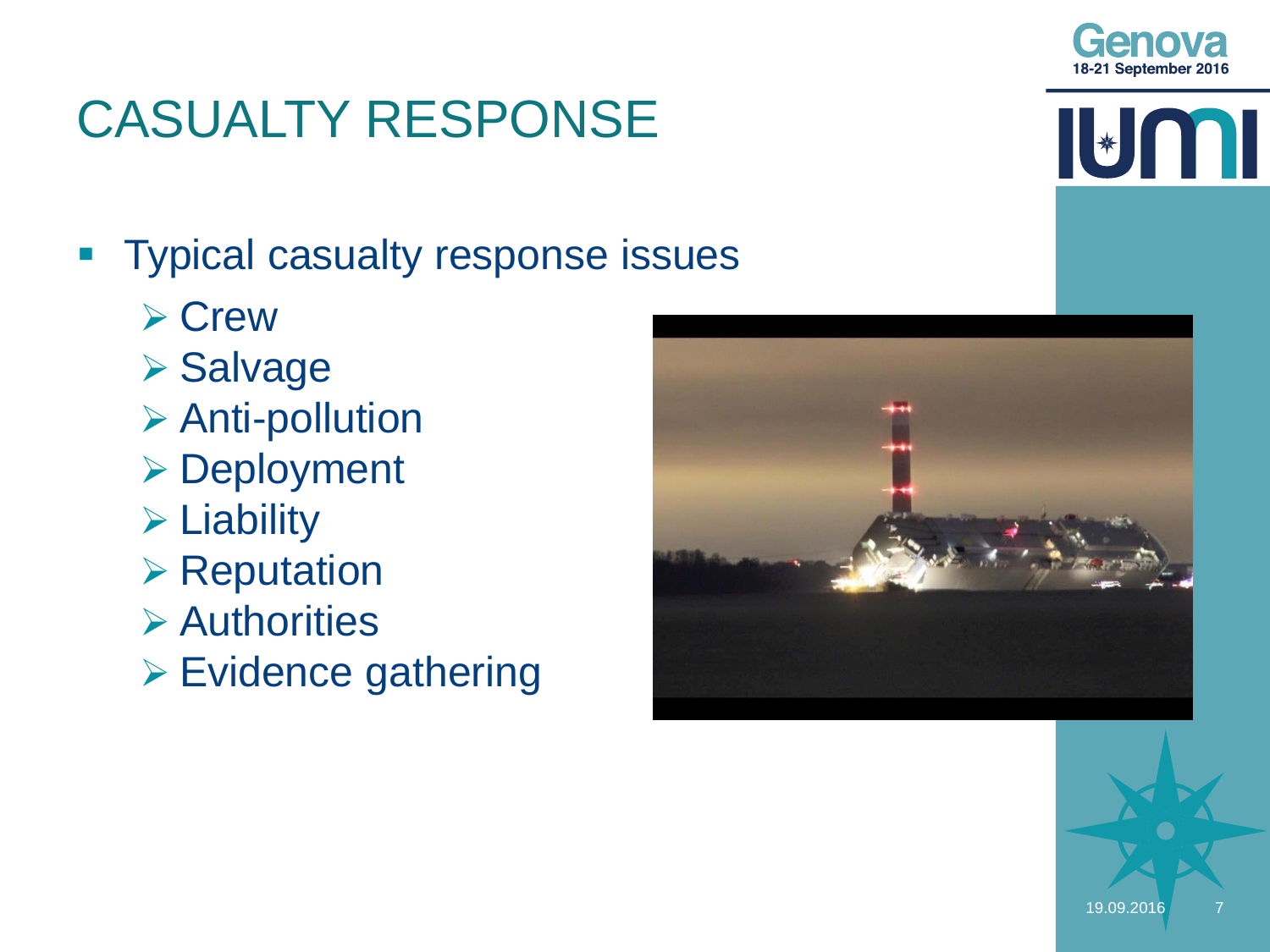# CASUALTY RESPONSE

- Typical casualty response issues
  - Crew
  - Salvage
  - Anti-pollution
  - Deployment
  - Liability
  - Reputation
  - Authorities
  - Evidence gathering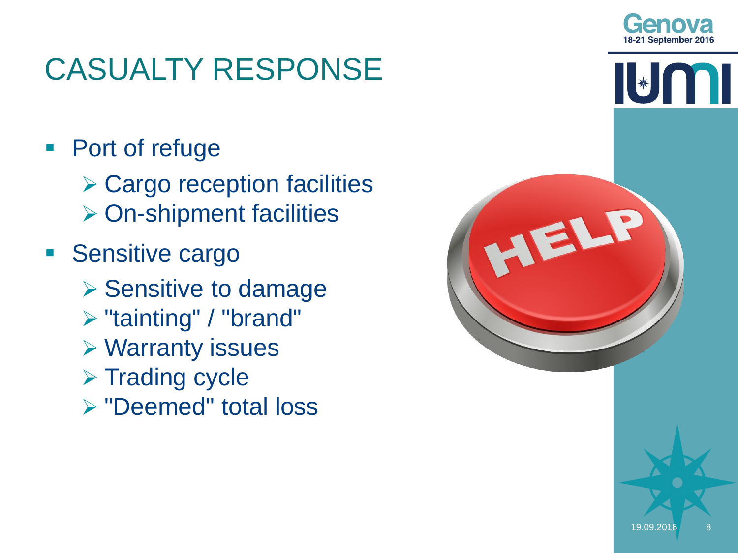# CASUALTY RESPONSE

- Port of refuge
  - Cargo reception facilities
  - On-shipment facilities
- Sensitive cargo
  - Sensitive to damage
  - "tainting" / "brand"
  - Warranty issues
  - Trading cycle
  - "Deemed" total loss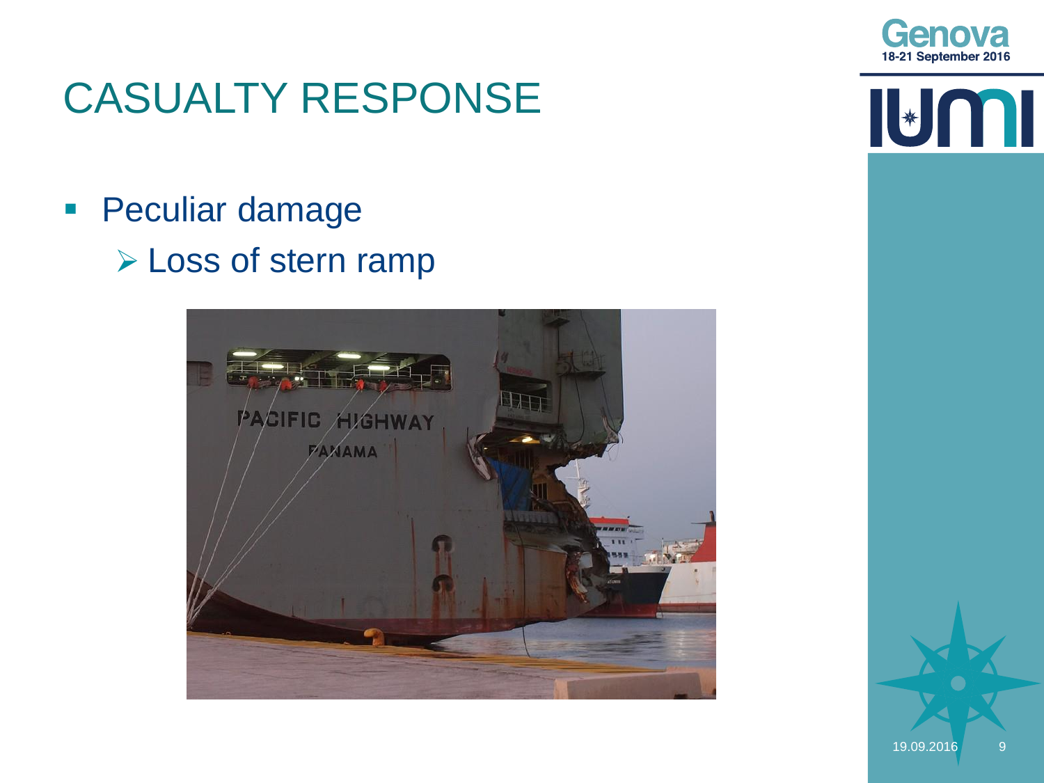# CASUALTY RESPONSE

- Peculiar damage
  - Loss of stern ramp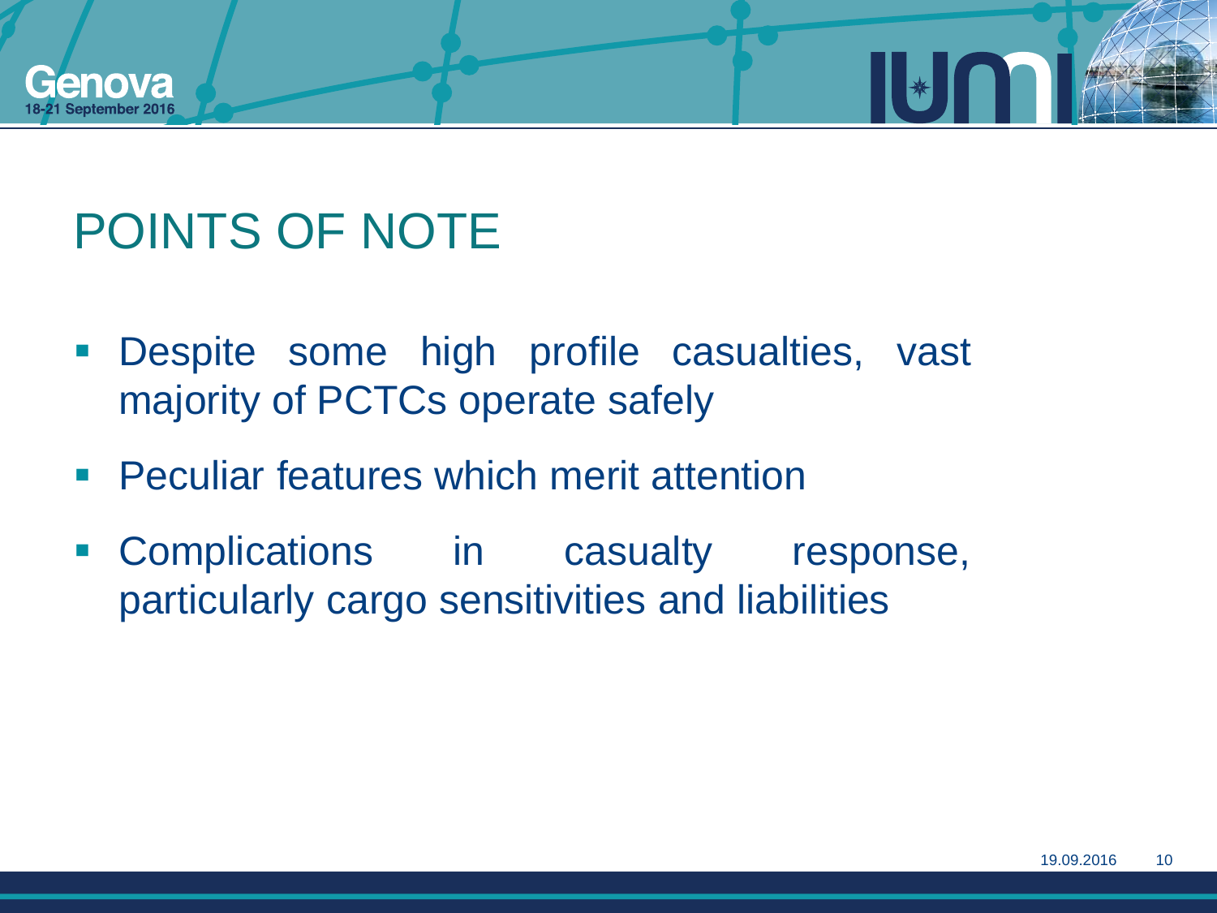# POINTS OF NOTE

- Despite some high profile casualties, vast majority of PCTCs operate safely
- Peculiar features which merit attention
- Complications in casualty response, particularly cargo sensitivities and liabilities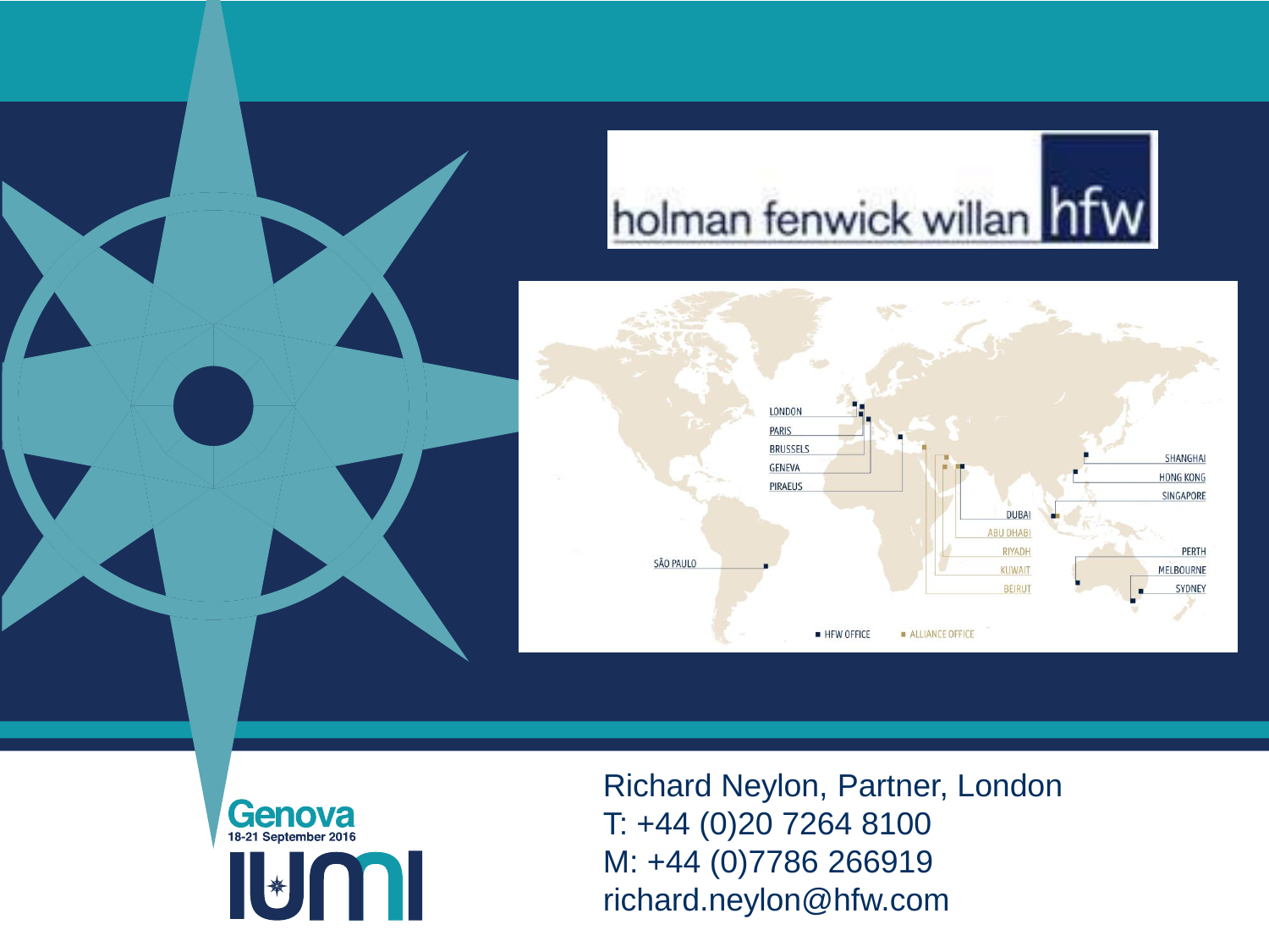holman fenwick willan hfw

LONDON
PARIS
BRUSSELS
GENEVA
PIRAEUS
SÃO PAULO
SHANGHAI
HONG KONG
SINGAPORE
DUBAI
ABU DHABI
RIYADH
KUWAIT
BEIRUT
PERTH
MELBOURNE
SYDNEY

HFW OFFICE
ALLIANCE OFFICE

Genova
18-21 September 2016
IUMI

Richard Neylon, Partner, London
T: +44 (0)20 7264 8100
M: +44 (0)7786 266919
richard.neylon@hfw.com